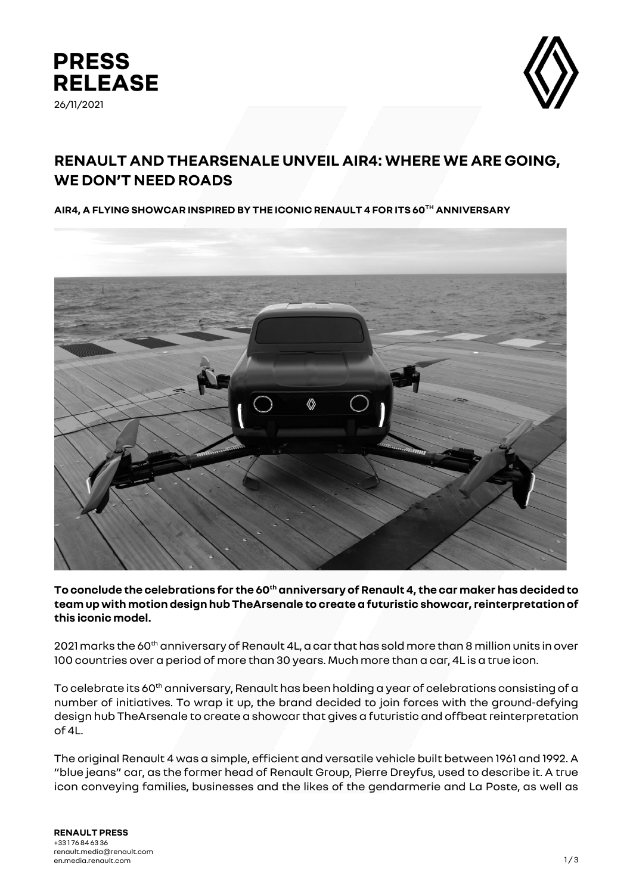# PRESS RELEASE

26/11/2021

## RENAULT AND THEARSENALE UNVEIL AIR4: WHERE WE ARE GOING, WE DON'T NEED ROADS

**AIR4, A FLYING SHOWCAR INSPIRED BY THE ICONIC RENAULT 4 FOR ITS 60TH ANNIVERSARY**

**To conclude the celebrations for the 60th anniversary of Renault 4, the car maker has decided to team up with motion design hub TheArsenale to create a futuristic showcar, reinterpretation of this iconic model.**

2021 marks the 60th anniversary of Renault 4L, a car that has sold more than 8 million units in over 100 countries over a period of more than 30 years. Much more than a car, 4L is a true icon.

To celebrate its 60th anniversary, Renault has been holding a year of celebrations consisting of a number of initiatives. To wrap it up, the brand decided to join forces with the ground-defying design hub TheArsenale to create a showcar that gives a futuristic and offbeat reinterpretation of 4L.

The original Renault 4 was a simple, efficient and versatile vehicle built between 1961 and 1992. A "blue jeans" car, as the former head of Renault Group, Pierre Dreyfus, used to describe it. A true icon conveying families, businesses and the likes of the gendarmerie and La Poste, as well as

**RENAULT PRESS**
+33 1 76 84 63 36
renault.media@renault.com
en.media.renault.com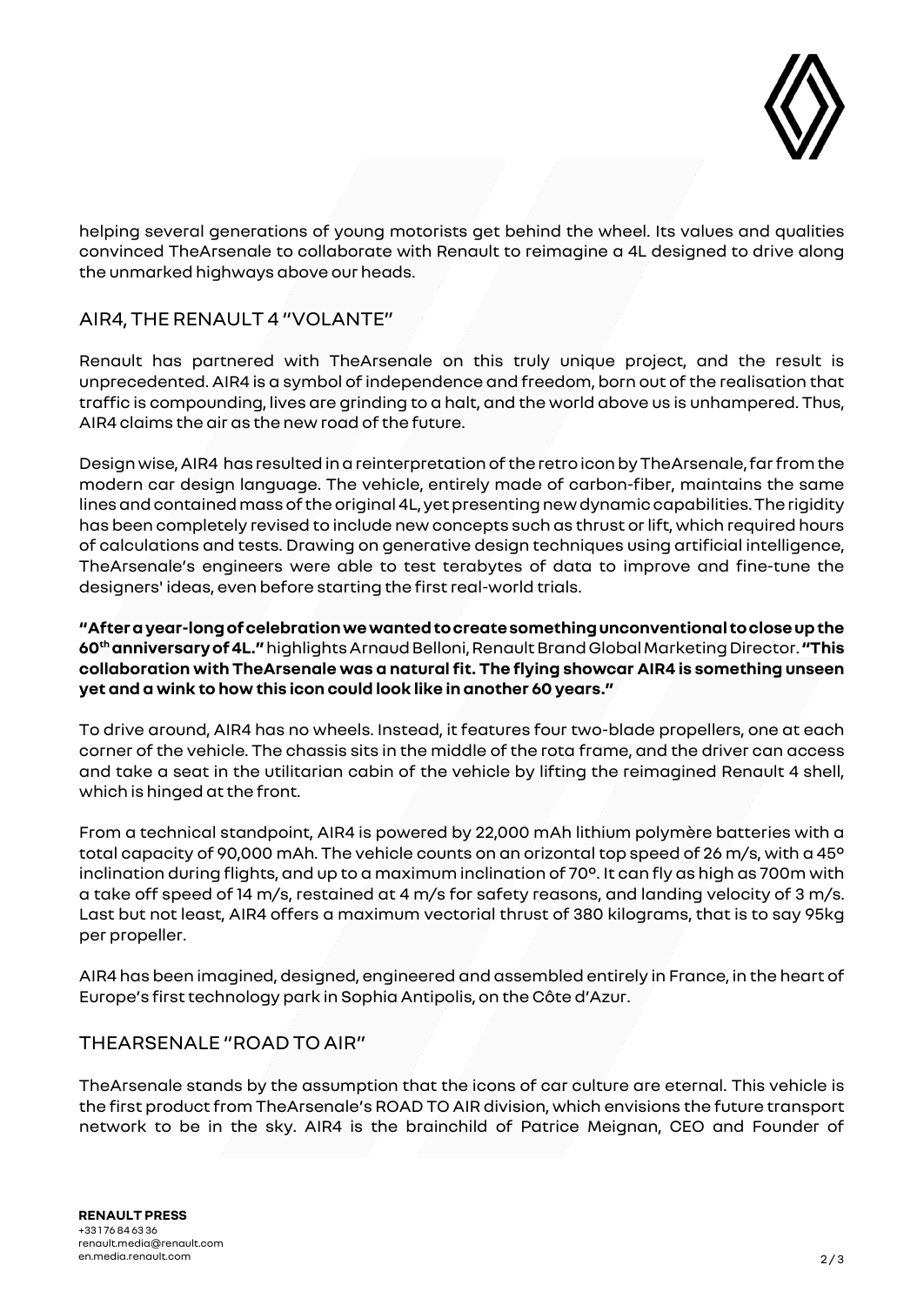helping several generations of young motorists get behind the wheel. Its values and qualities convinced TheArsenale to collaborate with Renault to reimagine a 4L designed to drive along the unmarked highways above our heads.

## AIR4, THE RENAULT 4 "VOLANTE"

Renault has partnered with TheArsenale on this truly unique project, and the result is unprecedented. AIR4 is a symbol of independence and freedom, born out of the realisation that traffic is compounding, lives are grinding to a halt, and the world above us is unhampered. Thus, AIR4 claims the air as the new road of the future.

Design wise, AIR4 has resulted in a reinterpretation of the retro icon by TheArsenale, far from the modern car design language. The vehicle, entirely made of carbon-fiber, maintains the same lines and contained mass of the original 4L, yet presenting new dynamic capabilities. The rigidity has been completely revised to include new concepts such as thrust or lift, which required hours of calculations and tests. Drawing on generative design techniques using artificial intelligence, TheArsenale's engineers were able to test terabytes of data to improve and fine-tune the designers' ideas, even before starting the first real-world trials.

**"After a year-long of celebration we wanted to create something unconventional to close up the 60th anniversary of 4L."** highlights Arnaud Belloni, Renault Brand Global Marketing Director. **"This collaboration with TheArsenale was a natural fit. The flying showcar AIR4 is something unseen yet and a wink to how this icon could look like in another 60 years."**

To drive around, AIR4 has no wheels. Instead, it features four two-blade propellers, one at each corner of the vehicle. The chassis sits in the middle of the rota frame, and the driver can access and take a seat in the utilitarian cabin of the vehicle by lifting the reimagined Renault 4 shell, which is hinged at the front.

From a technical standpoint, AIR4 is powered by 22,000 mAh lithium polymère batteries with a total capacity of 90,000 mAh. The vehicle counts on an orizontal top speed of 26 m/s, with a 45° inclination during flights, and up to a maximum inclination of 70°. It can fly as high as 700m with a take off speed of 14 m/s, restained at 4 m/s for safety reasons, and landing velocity of 3 m/s. Last but not least, AIR4 offers a maximum vectorial thrust of 380 kilograms, that is to say 95kg per propeller.

AIR4 has been imagined, designed, engineered and assembled entirely in France, in the heart of Europe's first technology park in Sophia Antipolis, on the Côte d'Azur.

## THEARSENALE "ROAD TO AIR"

TheArsenale stands by the assumption that the icons of car culture are eternal. This vehicle is the first product from TheArsenale's ROAD TO AIR division, which envisions the future transport network to be in the sky. AIR4 is the brainchild of Patrice Meignan, CEO and Founder of

**RENAULT PRESS**
+33 1 76 84 63 36
renault.media@renault.com
en.media.renault.com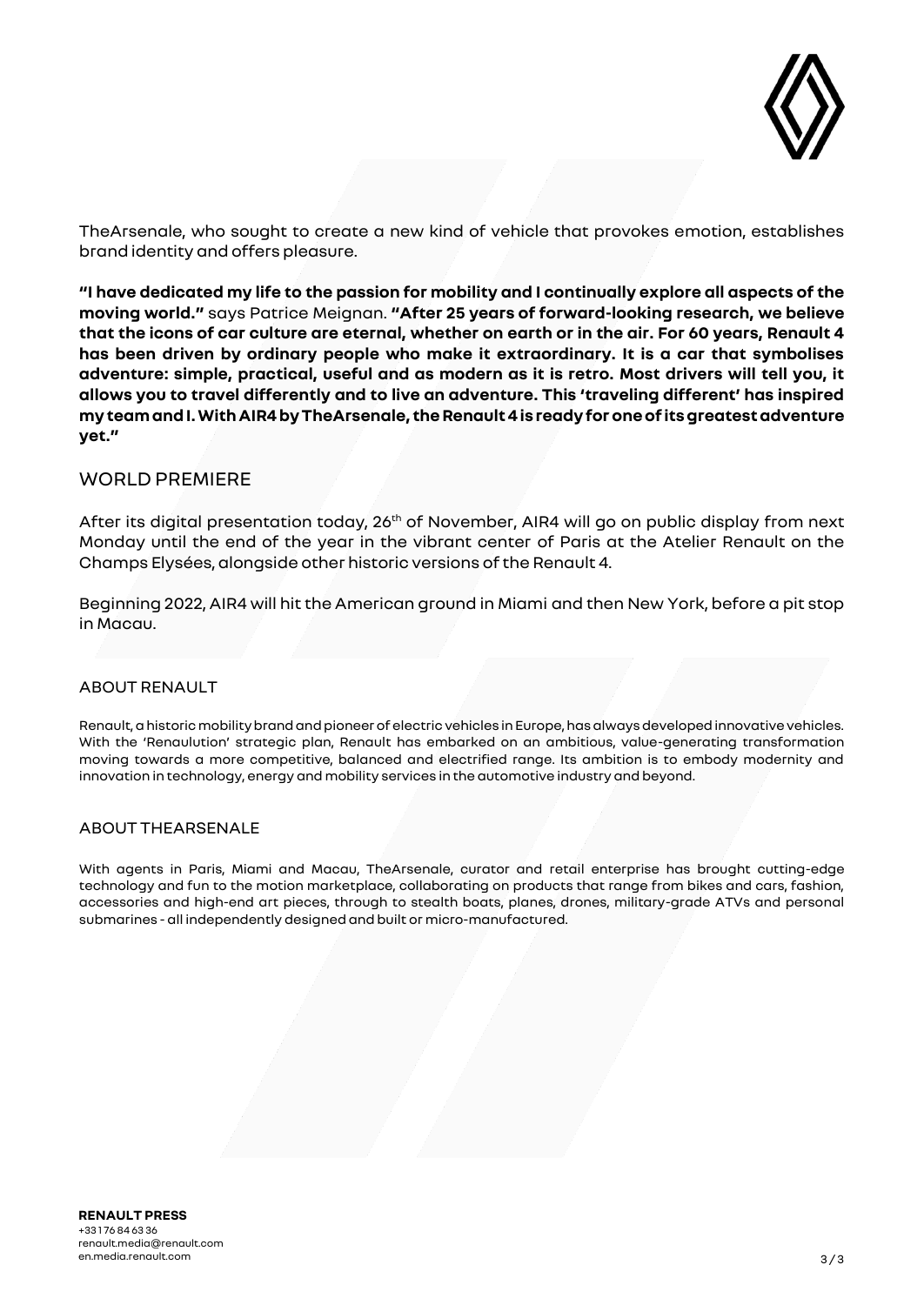TheArsenale, who sought to create a new kind of vehicle that provokes emotion, establishes brand identity and offers pleasure.

**"I have dedicated my life to the passion for mobility and I continually explore all aspects of the moving world."** says Patrice Meignan. **"After 25 years of forward-looking research, we believe that the icons of car culture are eternal, whether on earth or in the air. For 60 years, Renault 4 has been driven by ordinary people who make it extraordinary. It is a car that symbolises adventure: simple, practical, useful and as modern as it is retro. Most drivers will tell you, it allows you to travel differently and to live an adventure. This 'traveling different' has inspired my team and I. With AIR4 by TheArsenale, the Renault 4 is ready for one of its greatest adventure yet."**

## WORLD PREMIERE

After its digital presentation today, 26th of November, AIR4 will go on public display from next Monday until the end of the year in the vibrant center of Paris at the Atelier Renault on the Champs Elysées, alongside other historic versions of the Renault 4.

Beginning 2022, AIR4 will hit the American ground in Miami and then New York, before a pit stop in Macau.

### ABOUT RENAULT

Renault, a historic mobility brand and pioneer of electric vehicles in Europe, has always developed innovative vehicles. With the 'Renaulution' strategic plan, Renault has embarked on an ambitious, value-generating transformation moving towards a more competitive, balanced and electrified range. Its ambition is to embody modernity and innovation in technology, energy and mobility services in the automotive industry and beyond.

### ABOUT THEARSENALE

With agents in Paris, Miami and Macau, TheArsenale, curator and retail enterprise has brought cutting-edge technology and fun to the motion marketplace, collaborating on products that range from bikes and cars, fashion, accessories and high-end art pieces, through to stealth boats, planes, drones, military-grade ATVs and personal submarines - all independently designed and built or micro-manufactured.

**RENAULT PRESS**
+33 1 76 84 63 36
renault.media@renault.com
en.media.renault.com